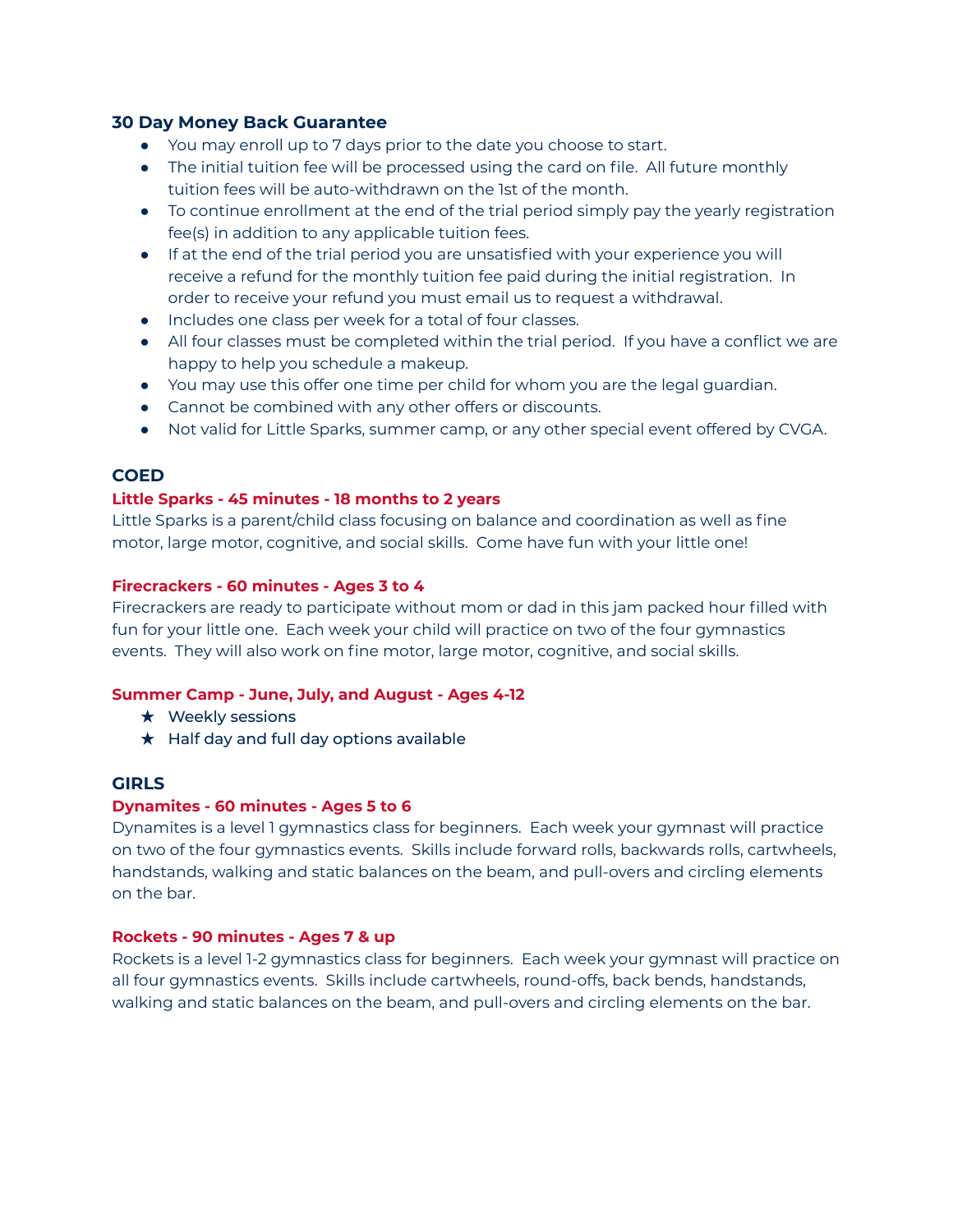## 30 Day Money Back Guarantee

- You may enroll up to 7 days prior to the date you choose to start.
- The initial tuition fee will be processed using the card on file. All future monthly tuition fees will be auto-withdrawn on the 1st of the month.
- To continue enrollment at the end of the trial period simply pay the yearly registration fee(s) in addition to any applicable tuition fees.
- If at the end of the trial period you are unsatisfied with your experience you will receive a refund for the monthly tuition fee paid during the initial registration. In order to receive your refund you must email us to request a withdrawal.
- Includes one class per week for a total of four classes.
- All four classes must be completed within the trial period. If you have a conflict we are happy to help you schedule a makeup.
- You may use this offer one time per child for whom you are the legal guardian.
- Cannot be combined with any other offers or discounts.
- Not valid for Little Sparks, summer camp, or any other special event offered by CVGA.

## COED

### Little Sparks - 45 minutes - 18 months to 2 years

Little Sparks is a parent/child class focusing on balance and coordination as well as fine motor, large motor, cognitive, and social skills. Come have fun with your little one!

### Firecrackers - 60 minutes - Ages 3 to 4

Firecrackers are ready to participate without mom or dad in this jam packed hour filled with fun for your little one. Each week your child will practice on two of the four gymnastics events. They will also work on fine motor, large motor, cognitive, and social skills.

### Summer Camp - June, July, and August - Ages 4-12

- ★ Weekly sessions
- ★ Half day and full day options available

## GIRLS

### Dynamites - 60 minutes - Ages 5 to 6

Dynamites is a level 1 gymnastics class for beginners. Each week your gymnast will practice on two of the four gymnastics events. Skills include forward rolls, backwards rolls, cartwheels, handstands, walking and static balances on the beam, and pull-overs and circling elements on the bar.

### Rockets - 90 minutes - Ages 7 & up

Rockets is a level 1-2 gymnastics class for beginners. Each week your gymnast will practice on all four gymnastics events. Skills include cartwheels, round-offs, back bends, handstands, walking and static balances on the beam, and pull-overs and circling elements on the bar.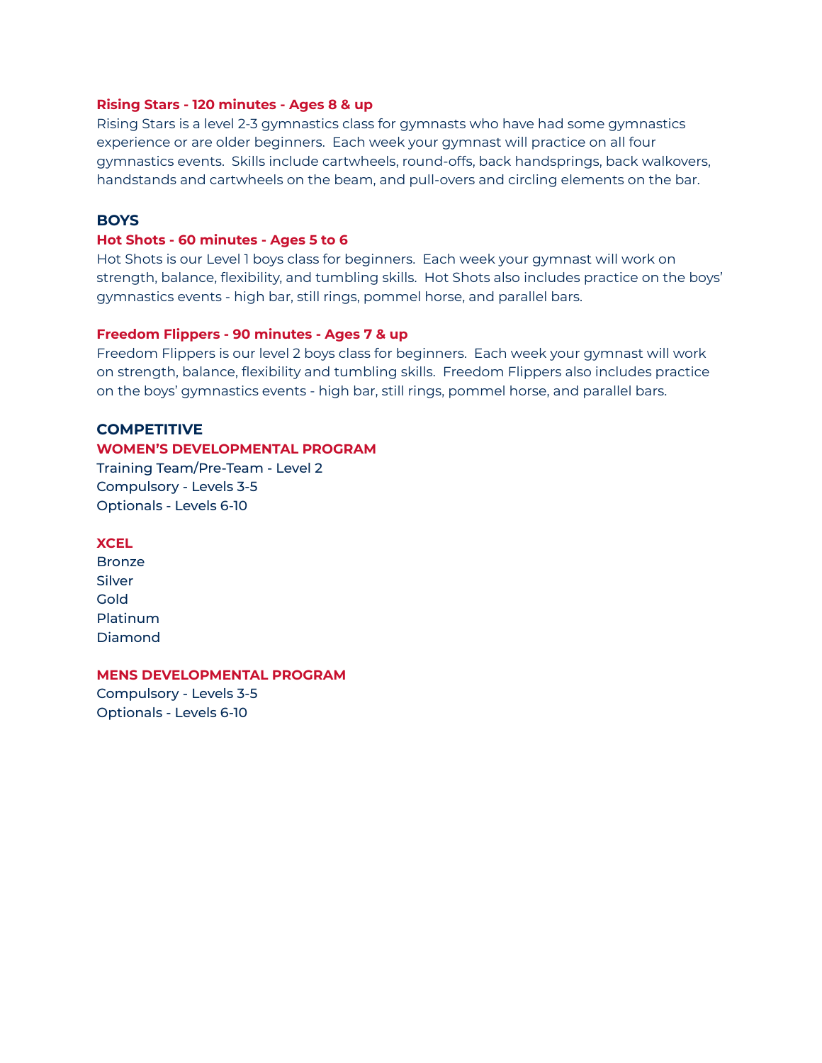### Rising Stars - 120 minutes - Ages 8 & up

Rising Stars is a level 2-3 gymnastics class for gymnasts who have had some gymnastics experience or are older beginners.  Each week your gymnast will practice on all four gymnastics events.  Skills include cartwheels, round-offs, back handsprings, back walkovers, handstands and cartwheels on the beam, and pull-overs and circling elements on the bar.

## BOYS

### Hot Shots - 60 minutes - Ages 5 to 6

Hot Shots is our Level 1 boys class for beginners.  Each week your gymnast will work on strength, balance, flexibility, and tumbling skills.  Hot Shots also includes practice on the boys' gymnastics events - high bar, still rings, pommel horse, and parallel bars.

### Freedom Flippers - 90 minutes - Ages 7 & up

Freedom Flippers is our level 2 boys class for beginners.  Each week your gymnast will work on strength, balance, flexibility and tumbling skills.  Freedom Flippers also includes practice on the boys' gymnastics events - high bar, still rings, pommel horse, and parallel bars.

## COMPETITIVE

### WOMEN'S DEVELOPMENTAL PROGRAM

Training Team/Pre-Team - Level 2
Compulsory - Levels 3-5
Optionals - Levels 6-10

### XCEL

Bronze
Silver
Gold
Platinum
Diamond

### MENS DEVELOPMENTAL PROGRAM

Compulsory - Levels 3-5
Optionals - Levels 6-10